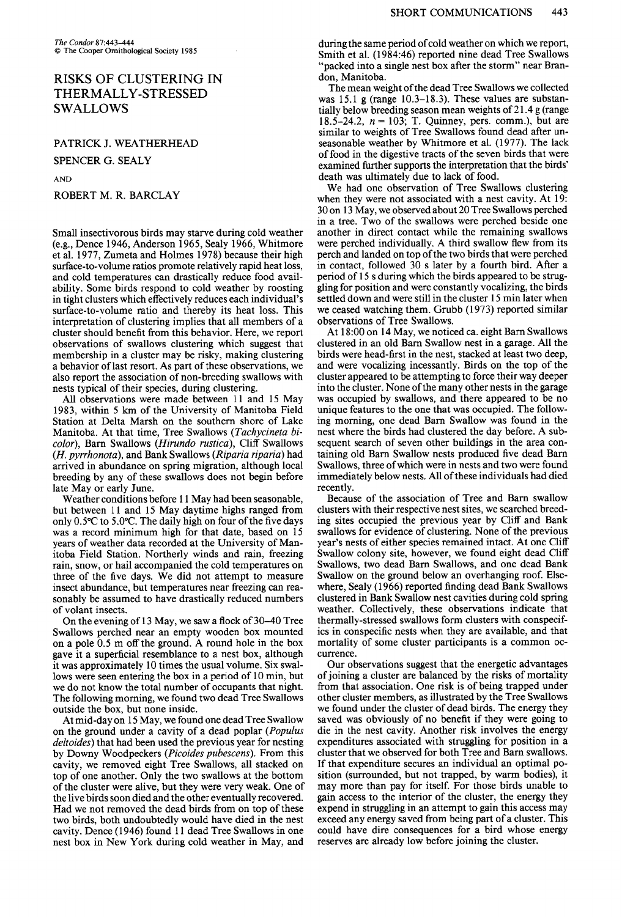The Condor 87:443–444
© The Cooper Ornithological Society 1985

# RISKS OF CLUSTERING IN THERMALLY-STRESSED SWALLOWS

PATRICK J. WEATHERHEAD

SPENCER G. SEALY

AND

ROBERT M. R. BARCLAY

Small insectivorous birds may starve during cold weather (e.g., Dence 1946, Anderson 1965, Sealy 1966, Whitmore et al. 1977, Zumeta and Holmes 1978) because their high surface-to-volume ratios promote relatively rapid heat loss, and cold temperatures can drastically reduce food availability. Some birds respond to cold weather by roosting in tight clusters which effectively reduces each individual's surface-to-volume ratio and thereby its heat loss. This interpretation of clustering implies that all members of a cluster should benefit from this behavior. Here, we report observations of swallows clustering which suggest that membership in a cluster may be risky, making clustering a behavior of last resort. As part of these observations, we also report the association of non-breeding swallows with nests typical of their species, during clustering.

All observations were made between 11 and 15 May 1983, within 5 km of the University of Manitoba Field Station at Delta Marsh on the southern shore of Lake Manitoba. At that time, Tree Swallows (*Tachycineta bicolor*), Barn Swallows (*Hirundo rustica*), Cliff Swallows (*H. pyrrhonota*), and Bank Swallows (*Riparia riparia*) had arrived in abundance on spring migration, although local breeding by any of these swallows does not begin before late May or early June.

Weather conditions before 11 May had been seasonable, but between 11 and 15 May daytime highs ranged from only 0.5°C to 5.0°C. The daily high on four of the five days was a record minimum high for that date, based on 15 years of weather data recorded at the University of Manitoba Field Station. Northerly winds and rain, freezing rain, snow, or hail accompanied the cold temperatures on three of the five days. We did not attempt to measure insect abundance, but temperatures near freezing can reasonably be assumed to have drastically reduced numbers of volant insects.

On the evening of 13 May, we saw a flock of 30–40 Tree Swallows perched near an empty wooden box mounted on a pole 0.5 m off the ground. A round hole in the box gave it a superficial resemblance to a nest box, although it was approximately 10 times the usual volume. Six swallows were seen entering the box in a period of 10 min, but we do not know the total number of occupants that night. The following morning, we found two dead Tree Swallows outside the box, but none inside.

At mid-day on 15 May, we found one dead Tree Swallow on the ground under a cavity of a dead poplar (*Populus deltoides*) that had been used the previous year for nesting by Downy Woodpeckers (*Picoides pubescens*). From this cavity, we removed eight Tree Swallows, all stacked on top of one another. Only the two swallows at the bottom of the cluster were alive, but they were very weak. One of the live birds soon died and the other eventually recovered. Had we not removed the dead birds from on top of these two birds, both undoubtedly would have died in the nest cavity. Dence (1946) found 11 dead Tree Swallows in one nest box in New York during cold weather in May, and during the same period of cold weather on which we report, Smith et al. (1984:46) reported nine dead Tree Swallows "packed into a single nest box after the storm" near Brandon, Manitoba.

The mean weight of the dead Tree Swallows we collected was 15.1 g (range 10.3–18.3). These values are substantially below breeding season mean weights of 21.4 g (range 18.5–24.2, $n = 103$; T. Quinney, pers. comm.), but are similar to weights of Tree Swallows found dead after unseasonable weather by Whitmore et al. (1977). The lack of food in the digestive tracts of the seven birds that were examined further supports the interpretation that the birds' death was ultimately due to lack of food.

We had one observation of Tree Swallows clustering when they were not associated with a nest cavity. At 19:30 on 13 May, we observed about 20 Tree Swallows perched in a tree. Two of the swallows were perched beside one another in direct contact while the remaining swallows were perched individually. A third swallow flew from its perch and landed on top of the two birds that were perched in contact, followed 30 s later by a fourth bird. After a period of 15 s during which the birds appeared to be struggling for position and were constantly vocalizing, the birds settled down and were still in the cluster 15 min later when we ceased watching them. Grubb (1973) reported similar observations of Tree Swallows.

At 18:00 on 14 May, we noticed ca. eight Barn Swallows clustered in an old Barn Swallow nest in a garage. All the birds were head-first in the nest, stacked at least two deep, and were vocalizing incessantly. Birds on the top of the cluster appeared to be attempting to force their way deeper into the cluster. None of the many other nests in the garage was occupied by swallows, and there appeared to be no unique features to the one that was occupied. The following morning, one dead Barn Swallow was found in the nest where the birds had clustered the day before. A subsequent search of seven other buildings in the area containing old Barn Swallow nests produced five dead Barn Swallows, three of which were in nests and two were found immediately below nests. All of these individuals had died recently.

Because of the association of Tree and Barn swallow clusters with their respective nest sites, we searched breeding sites occupied the previous year by Cliff and Bank swallows for evidence of clustering. None of the previous year's nests of either species remained intact. At one Cliff Swallow colony site, however, we found eight dead Cliff Swallows, two dead Barn Swallows, and one dead Bank Swallow on the ground below an overhanging roof. Elsewhere, Sealy (1966) reported finding dead Bank Swallows clustered in Bank Swallow nest cavities during cold spring weather. Collectively, these observations indicate that thermally-stressed swallows form clusters with conspecifics in conspecific nests when they are available, and that mortality of some cluster participants is a common occurrence.

Our observations suggest that the energetic advantages of joining a cluster are balanced by the risks of mortality from that association. One risk is of being trapped under other cluster members, as illustrated by the Tree Swallows we found under the cluster of dead birds. The energy they saved was obviously of no benefit if they were going to die in the nest cavity. Another risk involves the energy expenditures associated with struggling for position in a cluster that we observed for both Tree and Barn swallows. If that expenditure secures an individual an optimal position (surrounded, but not trapped, by warm bodies), it may more than pay for itself. For those birds unable to gain access to the interior of the cluster, the energy they expend in struggling in an attempt to gain this access may exceed any energy saved from being part of a cluster. This could have dire consequences for a bird whose energy reserves are already low before joining the cluster.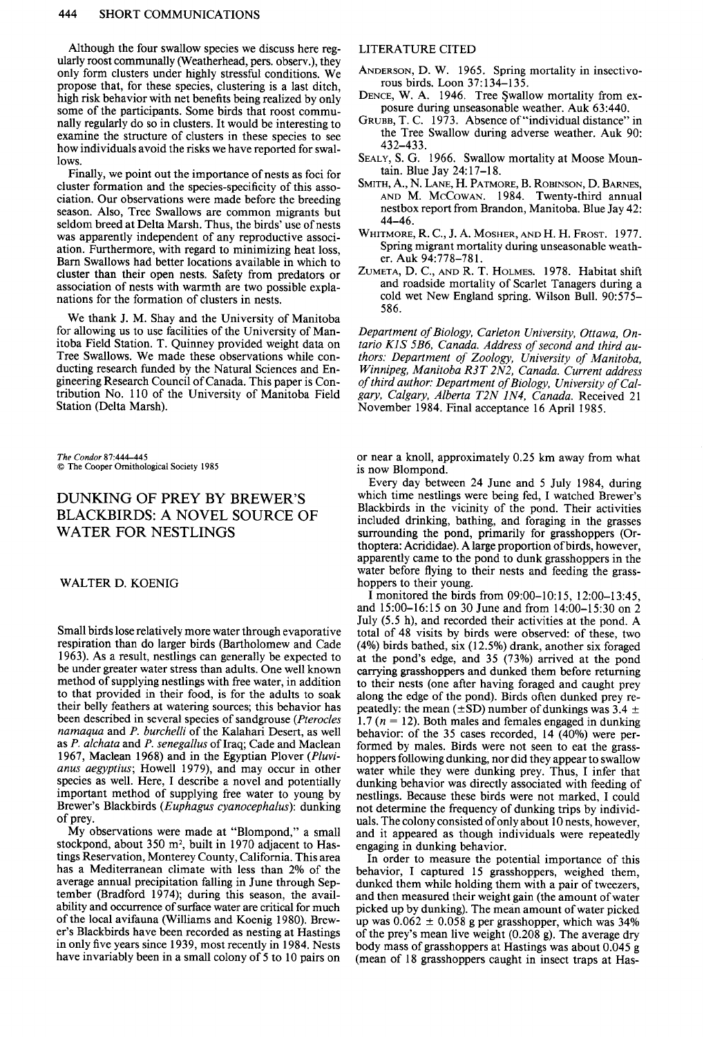Although the four swallow species we discuss here regularly roost communally (Weatherhead, pers. observ.), they only form clusters under highly stressful conditions. We propose that, for these species, clustering is a last ditch, high risk behavior with net benefits being realized by only some of the participants. Some birds that roost communally regularly do so in clusters. It would be interesting to examine the structure of clusters in these species to see how individuals avoid the risks we have reported for swallows.

Finally, we point out the importance of nests as foci for cluster formation and the species-specificity of this association. Our observations were made before the breeding season. Also, Tree Swallows are common migrants but seldom breed at Delta Marsh. Thus, the birds' use of nests was apparently independent of any reproductive association. Furthermore, with regard to minimizing heat loss, Barn Swallows had better locations available in which to cluster than their open nests. Safety from predators or association of nests with warmth are two possible explanations for the formation of clusters in nests.

We thank J. M. Shay and the University of Manitoba for allowing us to use facilities of the University of Manitoba Field Station. T. Quinney provided weight data on Tree Swallows. We made these observations while conducting research funded by the Natural Sciences and Engineering Research Council of Canada. This paper is Contribution No. 110 of the University of Manitoba Field Station (Delta Marsh).

## LITERATURE CITED

ANDERSON, D. W. 1965. Spring mortality in insectivorous birds. Loon 37:134–135.

DENCE, W. A. 1946. Tree Swallow mortality from exposure during unseasonable weather. Auk 63:440.

GRUBB, T. C. 1973. Absence of "individual distance" in the Tree Swallow during adverse weather. Auk 90: 432–433.

SEALY, S. G. 1966. Swallow mortality at Moose Mountain. Blue Jay 24:17–18.

SMITH, A., N. LANE, H. PATMORE, B. ROBINSON, D. BARNES, AND M. MCCOWAN. 1984. Twenty-third annual nestbox report from Brandon, Manitoba. Blue Jay 42: 44–46.

WHITMORE, R. C., J. A. MOSHER, AND H. H. FROST. 1977. Spring migrant mortality during unseasonable weather. Auk 94:778–781.

ZUMETA, D. C., AND R. T. HOLMES. 1978. Habitat shift and roadside mortality of Scarlet Tanagers during a cold wet New England spring. Wilson Bull. 90:575–586.

*Department of Biology, Carleton University, Ottawa, Ontario K1S 5B6, Canada. Address of second and third authors: Department of Zoology, University of Manitoba, Winnipeg, Manitoba R3T 2N2, Canada. Current address of third author: Department of Biology, University of Calgary, Calgary, Alberta T2N 1N4, Canada.* Received 21 November 1984. Final acceptance 16 April 1985.

*The Condor* 87:444–445
© The Cooper Ornithological Society 1985

# DUNKING OF PREY BY BREWER'S BLACKBIRDS: A NOVEL SOURCE OF WATER FOR NESTLINGS

WALTER D. KOENIG

Small birds lose relatively more water through evaporative respiration than do larger birds (Bartholomew and Cade 1963). As a result, nestlings can generally be expected to be under greater water stress than adults. One well known method of supplying nestlings with free water, in addition to that provided in their food, is for the adults to soak their belly feathers at watering sources; this behavior has been described in several species of sandgrouse (*Pterocles namaqua* and *P. burchelli* of the Kalahari Desert, as well as *P. alchata* and *P. senegallus* of Iraq; Cade and Maclean 1967, Maclean 1968) and in the Egyptian Plover (*Pluvianus aegyptius*; Howell 1979), and may occur in other species as well. Here, I describe a novel and potentially important method of supplying free water to young by Brewer's Blackbirds (*Euphagus cyanocephalus*): dunking of prey.

My observations were made at "Blompond," a small stockpond, about 350 m$^2$, built in 1970 adjacent to Hastings Reservation, Monterey County, California. This area has a Mediterranean climate with less than 2% of the average annual precipitation falling in June through September (Bradford 1974); during this season, the availability and occurrence of surface water are critical for much of the local avifauna (Williams and Koenig 1980). Brewer's Blackbirds have been recorded as nesting at Hastings in only five years since 1939, most recently in 1984. Nests have invariably been in a small colony of 5 to 10 pairs on or near a knoll, approximately 0.25 km away from what is now Blompond.

Every day between 24 June and 5 July 1984, during which time nestlings were being fed, I watched Brewer's Blackbirds in the vicinity of the pond. Their activities included drinking, bathing, and foraging in the grasses surrounding the pond, primarily for grasshoppers (Orthoptera: Acrididae). A large proportion of birds, however, apparently came to the pond to dunk grasshoppers in the water before flying to their nests and feeding the grasshoppers to their young.

I monitored the birds from 09:00–10:15, 12:00–13:45, and 15:00–16:15 on 30 June and from 14:00–15:30 on 2 July (5.5 h), and recorded their activities at the pond. A total of 48 visits by birds were observed: of these, two (4%) birds bathed, six (12.5%) drank, another six foraged at the pond's edge, and 35 (73%) arrived at the pond carrying grasshoppers and dunked them before returning to their nests (one after having foraged and caught prey along the edge of the pond). Birds often dunked prey repeatedly: the mean ($\pm$SD) number of dunkings was $3.4 \pm 1.7$ ($n = 12$). Both males and females engaged in dunking behavior: of the 35 cases recorded, 14 (40%) were performed by males. Birds were not seen to eat the grasshoppers following dunking, nor did they appear to swallow water while they were dunking prey. Thus, I infer that dunking behavior was directly associated with feeding of nestlings. Because these birds were not marked, I could not determine the frequency of dunking trips by individuals. The colony consisted of only about 10 nests, however, and it appeared as though individuals were repeatedly engaging in dunking behavior.

In order to measure the potential importance of this behavior, I captured 15 grasshoppers, weighed them, dunked them while holding them with a pair of tweezers, and then measured their weight gain (the amount of water picked up by dunking). The mean amount of water picked up was $0.062 \pm 0.058$ g per grasshopper, which was 34% of the prey's mean live weight (0.208 g). The average dry body mass of grasshoppers at Hastings was about 0.045 g (mean of 18 grasshoppers caught in insect traps at Has-